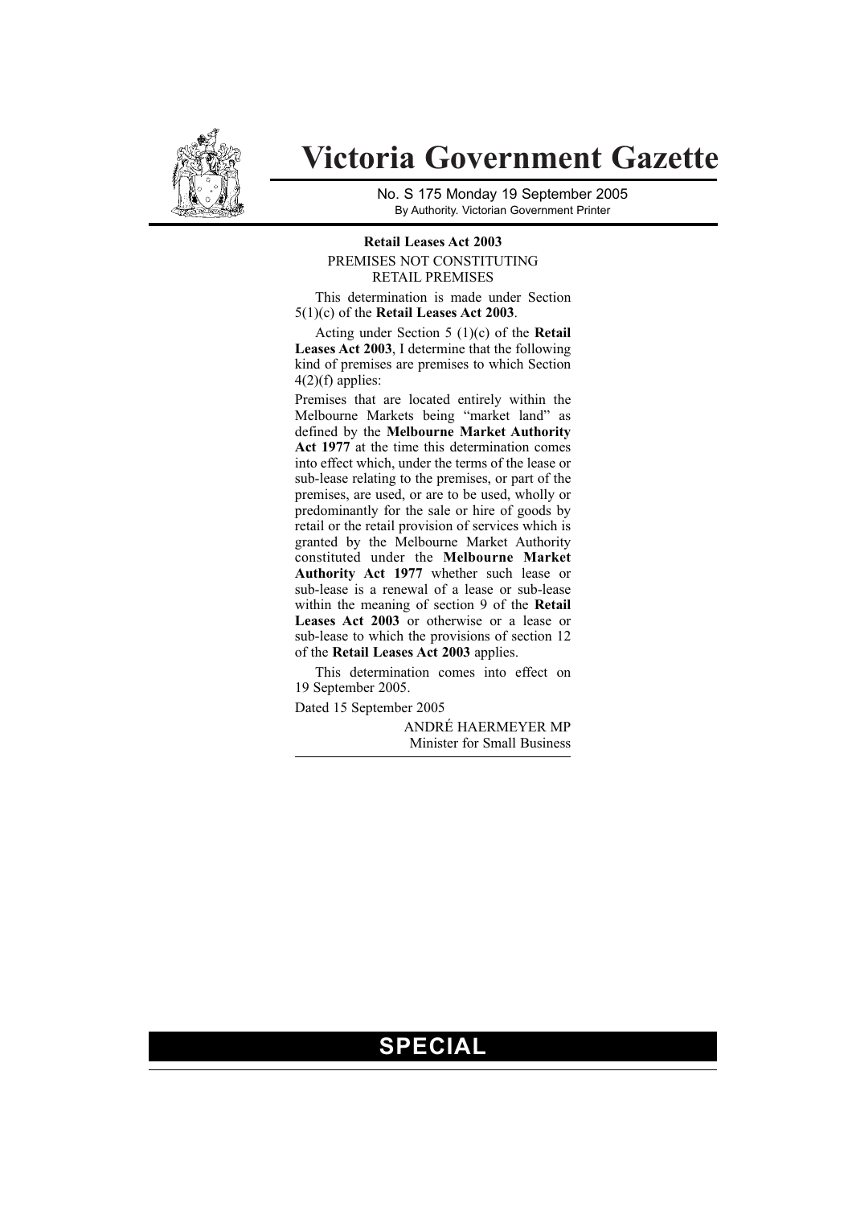# Victoria Government Gazette

No. S 175 Monday 19 September 2005

By Authority. Victorian Government Printer

**Retail Leases Act 2003**

PREMISES NOT CONSTITUTING RETAIL PREMISES

This determination is made under Section 5(1)(c) of the **Retail Leases Act 2003**.

Acting under Section 5 (1)(c) of the **Retail Leases Act 2003**, I determine that the following kind of premises are premises to which Section 4(2)(f) applies:

Premises that are located entirely within the Melbourne Markets being "market land" as defined by the **Melbourne Market Authority Act 1977** at the time this determination comes into effect which, under the terms of the lease or sub-lease relating to the premises, or part of the premises, are used, or are to be used, wholly or predominantly for the sale or hire of goods by retail or the retail provision of services which is granted by the Melbourne Market Authority constituted under the **Melbourne Market Authority Act 1977** whether such lease or sub-lease is a renewal of a lease or sub-lease within the meaning of section 9 of the **Retail Leases Act 2003** or otherwise or a lease or sub-lease to which the provisions of section 12 of the **Retail Leases Act 2003** applies.

This determination comes into effect on 19 September 2005.

Dated 15 September 2005

ANDRÉ HAERMEYER MP
Minister for Small Business

**SPECIAL**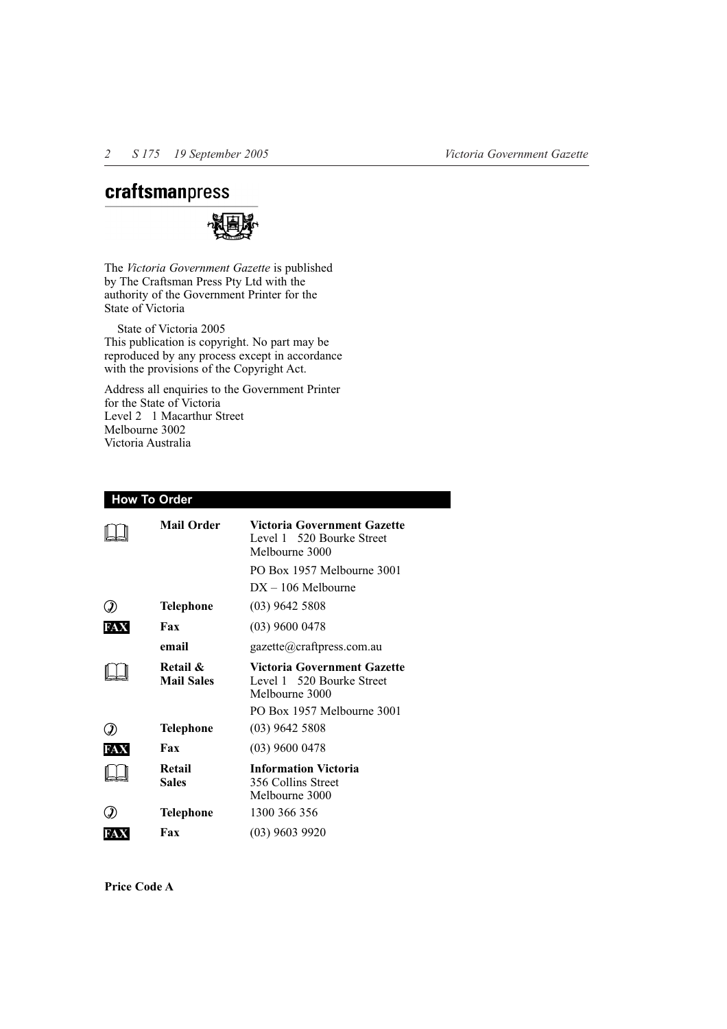**craftsman**press

The *Victoria Government Gazette* is published by The Craftsman Press Pty Ltd with the authority of the Government Printer for the State of Victoria

State of Victoria 2005
This publication is copyright. No part may be reproduced by any process except in accordance with the provisions of the Copyright Act.

Address all enquiries to the Government Printer for the State of Victoria
Level 2 1 Macarthur Street
Melbourne 3002
Victoria Australia

## How To Order

| | | |
|---|---|---|
| **Mail Order** | | **Victoria Government Gazette**<br>Level 1 520 Bourke Street<br>Melbourne 3000 |
| | | PO Box 1957 Melbourne 3001 |
| | | DX – 106 Melbourne |
| **Telephone** | | (03) 9642 5808 |
| FAX | **Fax** | (03) 9600 0478 |
| | **email** | gazette@craftpress.com.au |
| **Retail & Mail Sales** | | **Victoria Government Gazette**<br>Level 1 520 Bourke Street<br>Melbourne 3000 |
| | | PO Box 1957 Melbourne 3001 |
| **Telephone** | | (03) 9642 5808 |
| FAX | **Fax** | (03) 9600 0478 |
| **Retail Sales** | | **Information Victoria**<br>356 Collins Street<br>Melbourne 3000 |
| **Telephone** | | 1300 366 356 |
| FAX | **Fax** | (03) 9603 9920 |

**Price Code A**